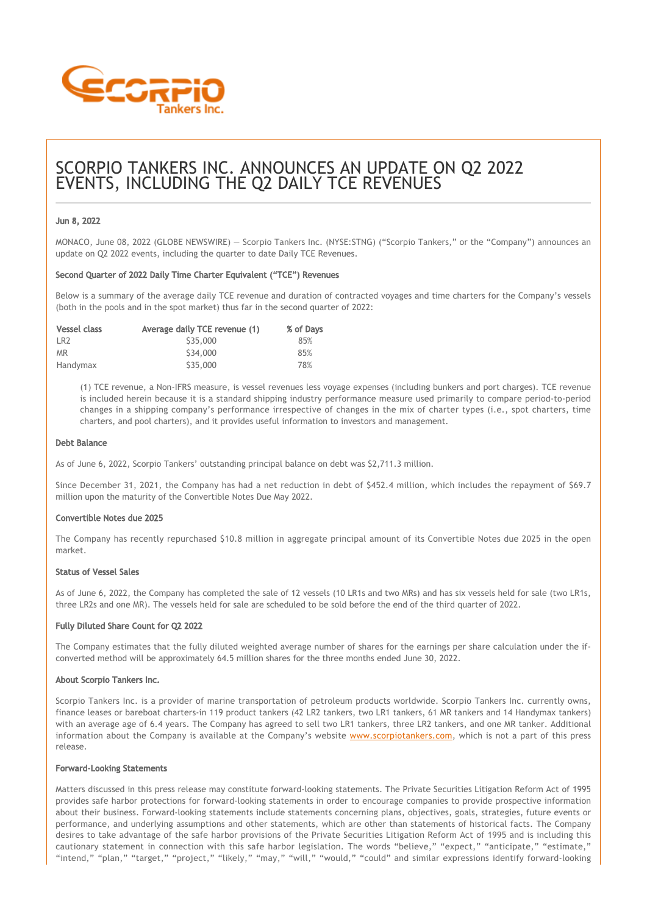# SCORPIO TANKERS INC. ANNOUNCES AN UPDATE ON Q2 2022 EVENTS, INCLUDING THE Q2 DAILY TCE REVENUES

**Jun 8, 2022**

MONACO, June 08, 2022 (GLOBE NEWSWIRE) — Scorpio Tankers Inc. (NYSE:STNG) ("Scorpio Tankers," or the "Company") announces an update on Q2 2022 events, including the quarter to date Daily TCE Revenues.

**Second Quarter of 2022 Daily Time Charter Equivalent ("TCE") Revenues**

Below is a summary of the average daily TCE revenue and duration of contracted voyages and time charters for the Company's vessels (both in the pools and in the spot market) thus far in the second quarter of 2022:

| Vessel class | Average daily TCE revenue (1) | % of Days |
|---|---|---|
| LR2 | $35,000 | 85% |
| MR | $34,000 | 85% |
| Handymax | $35,000 | 78% |

(1) TCE revenue, a Non-IFRS measure, is vessel revenues less voyage expenses (including bunkers and port charges). TCE revenue is included herein because it is a standard shipping industry performance measure used primarily to compare period-to-period changes in a shipping company's performance irrespective of changes in the mix of charter types (i.e., spot charters, time charters, and pool charters), and it provides useful information to investors and management.

**Debt Balance**

As of June 6, 2022, Scorpio Tankers' outstanding principal balance on debt was $2,711.3 million.

Since December 31, 2021, the Company has had a net reduction in debt of $452.4 million, which includes the repayment of $69.7 million upon the maturity of the Convertible Notes Due May 2022.

**Convertible Notes due 2025**

The Company has recently repurchased $10.8 million in aggregate principal amount of its Convertible Notes due 2025 in the open market.

**Status of Vessel Sales**

As of June 6, 2022, the Company has completed the sale of 12 vessels (10 LR1s and two MRs) and has six vessels held for sale (two LR1s, three LR2s and one MR). The vessels held for sale are scheduled to be sold before the end of the third quarter of 2022.

**Fully Diluted Share Count for Q2 2022**

The Company estimates that the fully diluted weighted average number of shares for the earnings per share calculation under the if-converted method will be approximately 64.5 million shares for the three months ended June 30, 2022.

**About Scorpio Tankers Inc.**

Scorpio Tankers Inc. is a provider of marine transportation of petroleum products worldwide. Scorpio Tankers Inc. currently owns, finance leases or bareboat charters-in 119 product tankers (42 LR2 tankers, two LR1 tankers, 61 MR tankers and 14 Handymax tankers) with an average age of 6.4 years. The Company has agreed to sell two LR1 tankers, three LR2 tankers, and one MR tanker. Additional information about the Company is available at the Company's website www.scorpiotankers.com, which is not a part of this press release.

**Forward-Looking Statements**

Matters discussed in this press release may constitute forward-looking statements. The Private Securities Litigation Reform Act of 1995 provides safe harbor protections for forward-looking statements in order to encourage companies to provide prospective information about their business. Forward-looking statements include statements concerning plans, objectives, goals, strategies, future events or performance, and underlying assumptions and other statements, which are other than statements of historical facts. The Company desires to take advantage of the safe harbor provisions of the Private Securities Litigation Reform Act of 1995 and is including this cautionary statement in connection with this safe harbor legislation. The words "believe," "expect," "anticipate," "estimate," "intend," "plan," "target," "project," "likely," "may," "will," "would," "could" and similar expressions identify forward-looking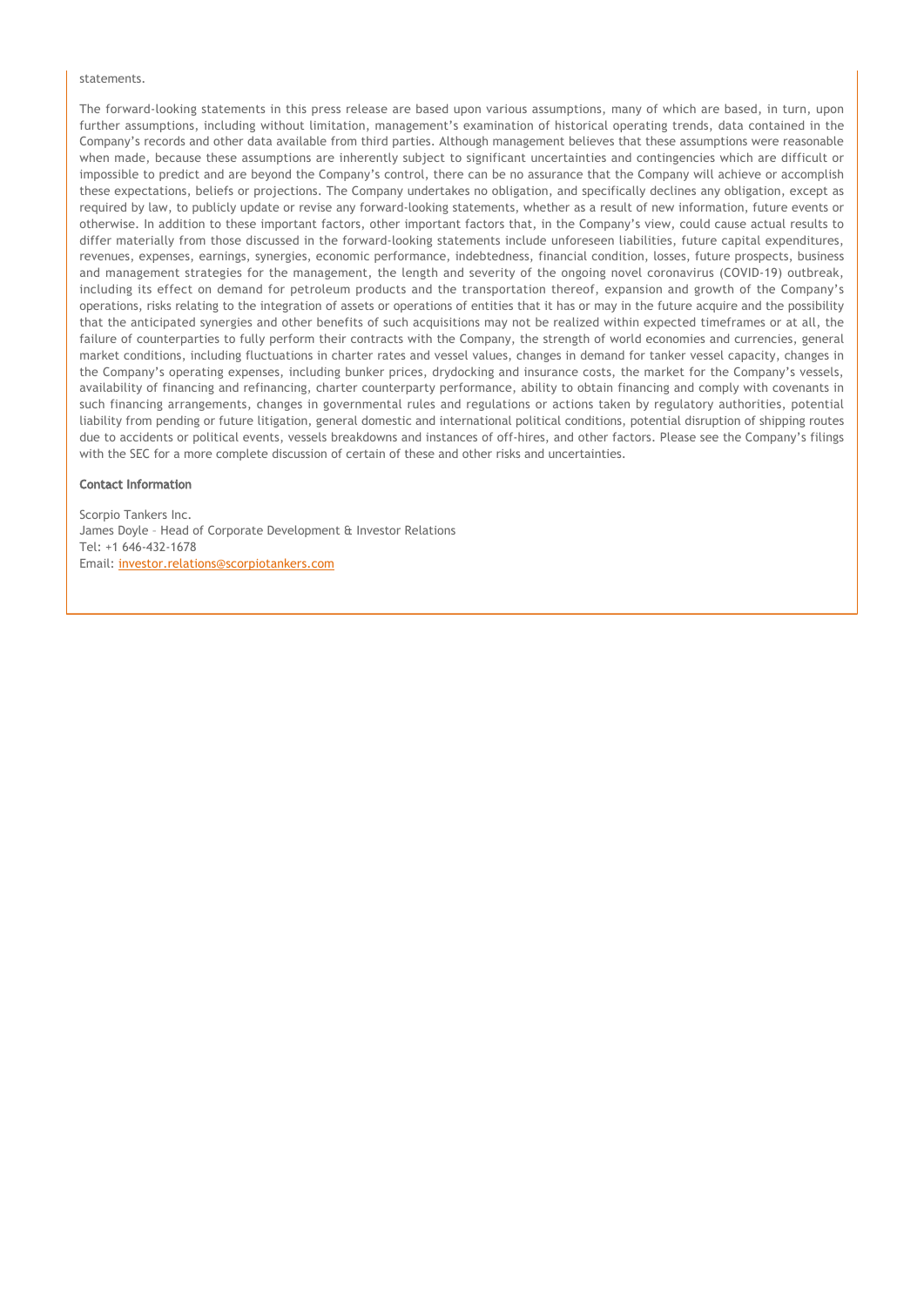statements.

The forward-looking statements in this press release are based upon various assumptions, many of which are based, in turn, upon further assumptions, including without limitation, management's examination of historical operating trends, data contained in the Company's records and other data available from third parties. Although management believes that these assumptions were reasonable when made, because these assumptions are inherently subject to significant uncertainties and contingencies which are difficult or impossible to predict and are beyond the Company's control, there can be no assurance that the Company will achieve or accomplish these expectations, beliefs or projections. The Company undertakes no obligation, and specifically declines any obligation, except as required by law, to publicly update or revise any forward-looking statements, whether as a result of new information, future events or otherwise. In addition to these important factors, other important factors that, in the Company's view, could cause actual results to differ materially from those discussed in the forward-looking statements include unforeseen liabilities, future capital expenditures, revenues, expenses, earnings, synergies, economic performance, indebtedness, financial condition, losses, future prospects, business and management strategies for the management, the length and severity of the ongoing novel coronavirus (COVID-19) outbreak, including its effect on demand for petroleum products and the transportation thereof, expansion and growth of the Company's operations, risks relating to the integration of assets or operations of entities that it has or may in the future acquire and the possibility that the anticipated synergies and other benefits of such acquisitions may not be realized within expected timeframes or at all, the failure of counterparties to fully perform their contracts with the Company, the strength of world economies and currencies, general market conditions, including fluctuations in charter rates and vessel values, changes in demand for tanker vessel capacity, changes in the Company's operating expenses, including bunker prices, drydocking and insurance costs, the market for the Company's vessels, availability of financing and refinancing, charter counterparty performance, ability to obtain financing and comply with covenants in such financing arrangements, changes in governmental rules and regulations or actions taken by regulatory authorities, potential liability from pending or future litigation, general domestic and international political conditions, potential disruption of shipping routes due to accidents or political events, vessels breakdowns and instances of off-hires, and other factors. Please see the Company's filings with the SEC for a more complete discussion of certain of these and other risks and uncertainties.

**Contact Information**

Scorpio Tankers Inc.
James Doyle – Head of Corporate Development & Investor Relations
Tel: +1 646-432-1678
Email: investor.relations@scorpiotankers.com